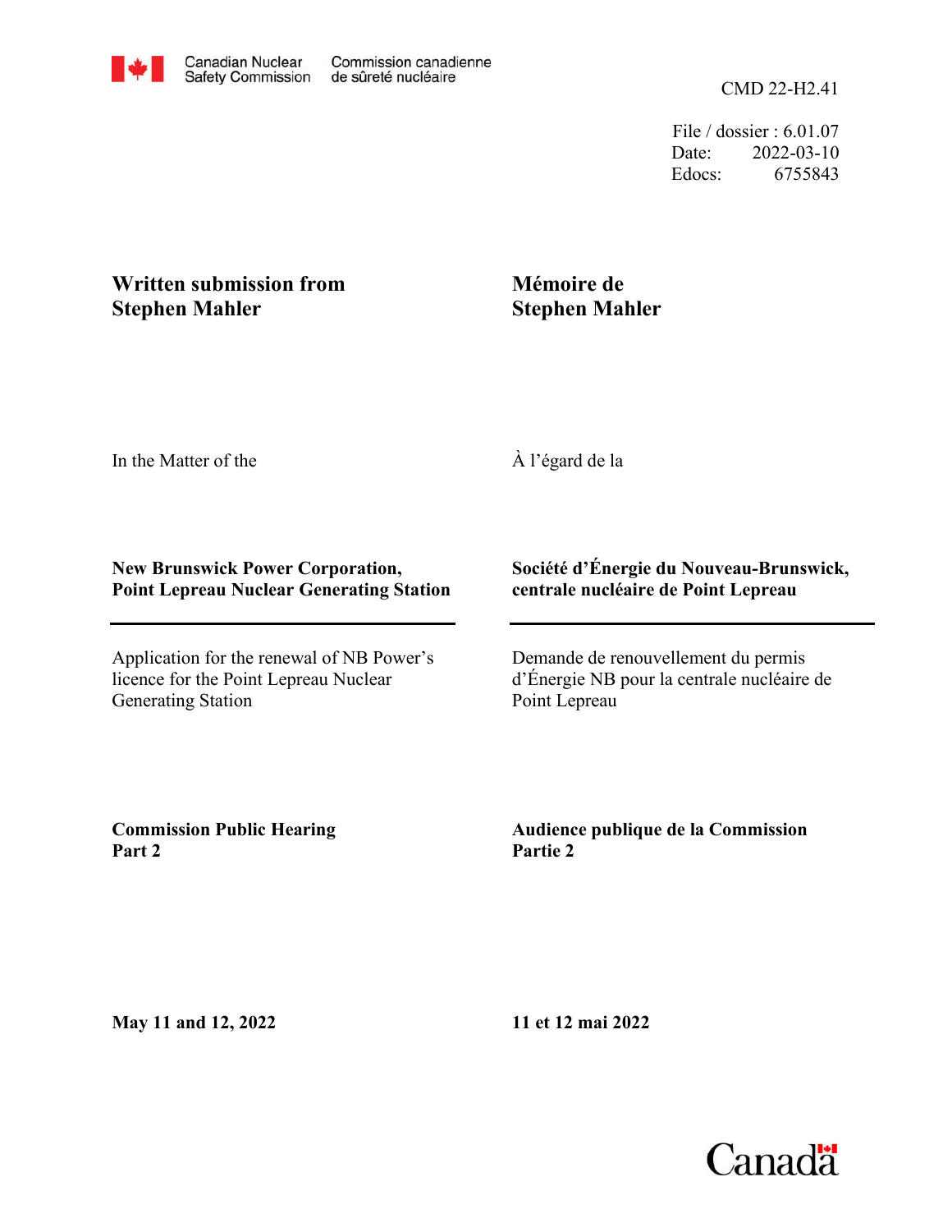Canadian Nuclear Safety Commission / Commission canadienne de sûreté nucléaire

CMD 22-H2.41

File / dossier : 6.01.07
Date: 2022-03-10
Edocs: 6755843

**Written submission from Stephen Mahler**

**Mémoire de Stephen Mahler**

In the Matter of the

À l'égard de la

**New Brunswick Power Corporation, Point Lepreau Nuclear Generating Station**

**Société d'Énergie du Nouveau-Brunswick, centrale nucléaire de Point Lepreau**

Application for the renewal of NB Power's licence for the Point Lepreau Nuclear Generating Station

Demande de renouvellement du permis d'Énergie NB pour la centrale nucléaire de Point Lepreau

**Commission Public Hearing Part 2**

**Audience publique de la Commission Partie 2**

**May 11 and 12, 2022**

**11 et 12 mai 2022**

Canada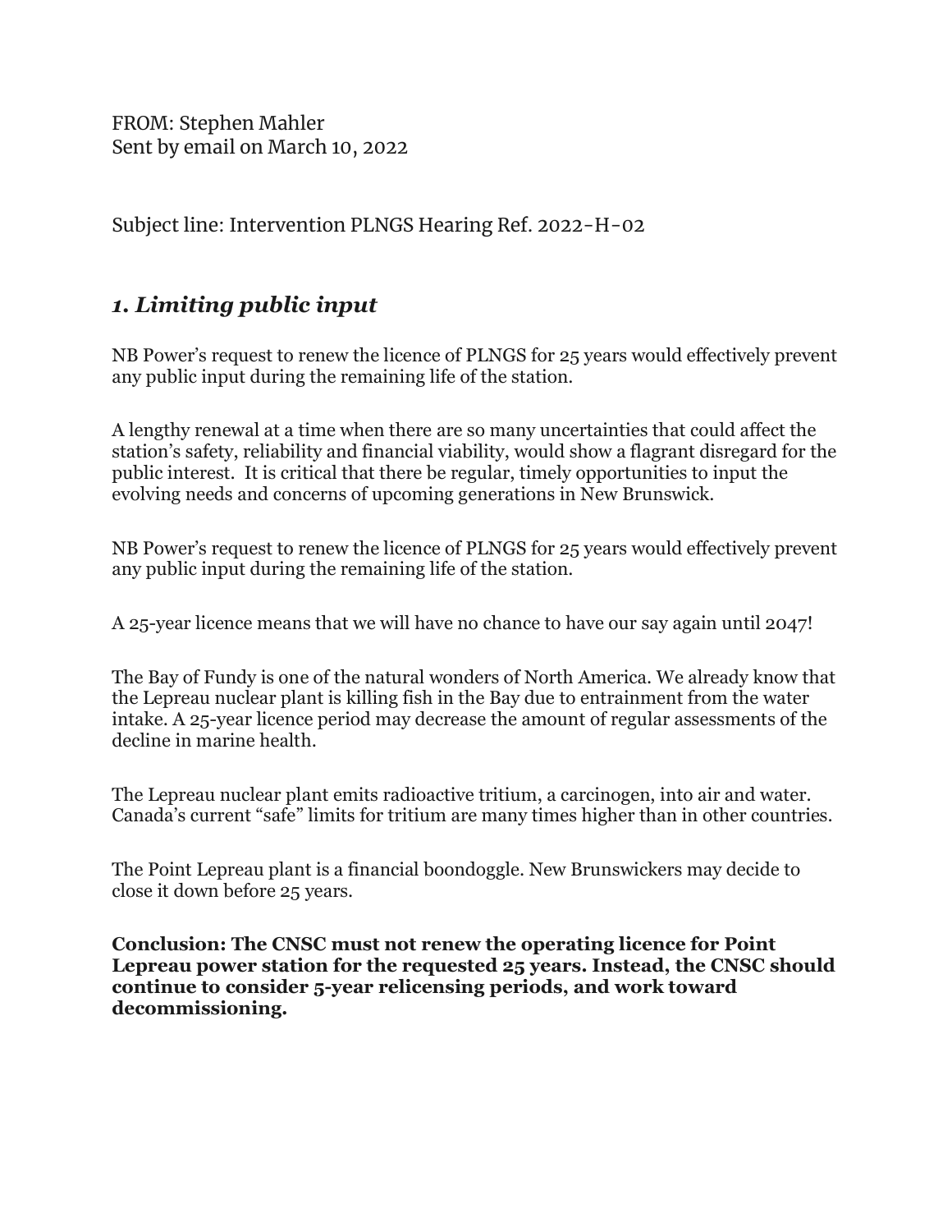FROM: Stephen Mahler
Sent by email on March 10, 2022

Subject line: Intervention PLNGS Hearing Ref. 2022-H-02

## *1. Limiting public input*

NB Power's request to renew the licence of PLNGS for 25 years would effectively prevent any public input during the remaining life of the station.

A lengthy renewal at a time when there are so many uncertainties that could affect the station's safety, reliability and financial viability, would show a flagrant disregard for the public interest. It is critical that there be regular, timely opportunities to input the evolving needs and concerns of upcoming generations in New Brunswick.

NB Power's request to renew the licence of PLNGS for 25 years would effectively prevent any public input during the remaining life of the station.

A 25-year licence means that we will have no chance to have our say again until 2047!

The Bay of Fundy is one of the natural wonders of North America. We already know that the Lepreau nuclear plant is killing fish in the Bay due to entrainment from the water intake. A 25-year licence period may decrease the amount of regular assessments of the decline in marine health.

The Lepreau nuclear plant emits radioactive tritium, a carcinogen, into air and water. Canada's current "safe" limits for tritium are many times higher than in other countries.

The Point Lepreau plant is a financial boondoggle. New Brunswickers may decide to close it down before 25 years.

**Conclusion: The CNSC must not renew the operating licence for Point Lepreau power station for the requested 25 years. Instead, the CNSC should continue to consider 5-year relicensing periods, and work toward decommissioning.**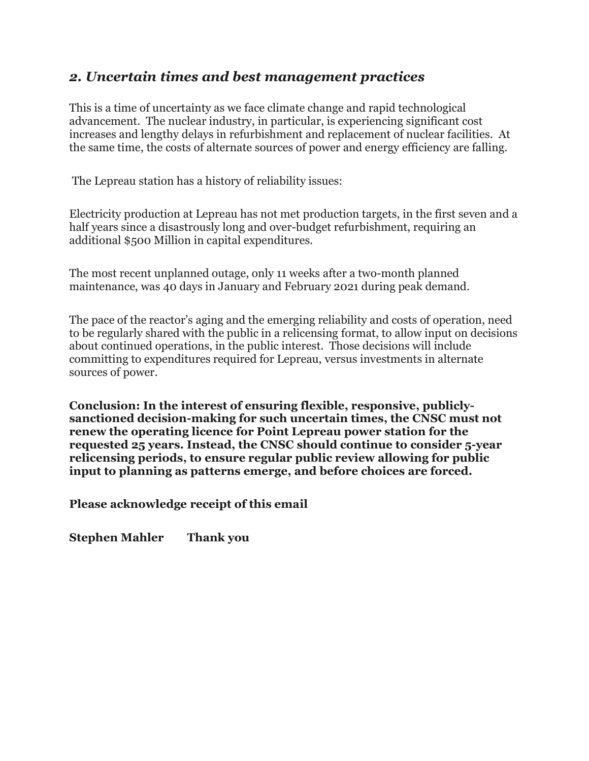## *2. Uncertain times and best management practices*

This is a time of uncertainty as we face climate change and rapid technological advancement. The nuclear industry, in particular, is experiencing significant cost increases and lengthy delays in refurbishment and replacement of nuclear facilities. At the same time, the costs of alternate sources of power and energy efficiency are falling.

The Lepreau station has a history of reliability issues:

Electricity production at Lepreau has not met production targets, in the first seven and a half years since a disastrously long and over-budget refurbishment, requiring an additional $500 Million in capital expenditures.

The most recent unplanned outage, only 11 weeks after a two-month planned maintenance, was 40 days in January and February 2021 during peak demand.

The pace of the reactor's aging and the emerging reliability and costs of operation, need to be regularly shared with the public in a relicensing format, to allow input on decisions about continued operations, in the public interest. Those decisions will include committing to expenditures required for Lepreau, versus investments in alternate sources of power.

**Conclusion: In the interest of ensuring flexible, responsive, publicly-sanctioned decision-making for such uncertain times, the CNSC must not renew the operating licence for Point Lepreau power station for the requested 25 years. Instead, the CNSC should continue to consider 5-year relicensing periods, to ensure regular public review allowing for public input to planning as patterns emerge, and before choices are forced.**

**Please acknowledge receipt of this email**

**Stephen Mahler Thank you**